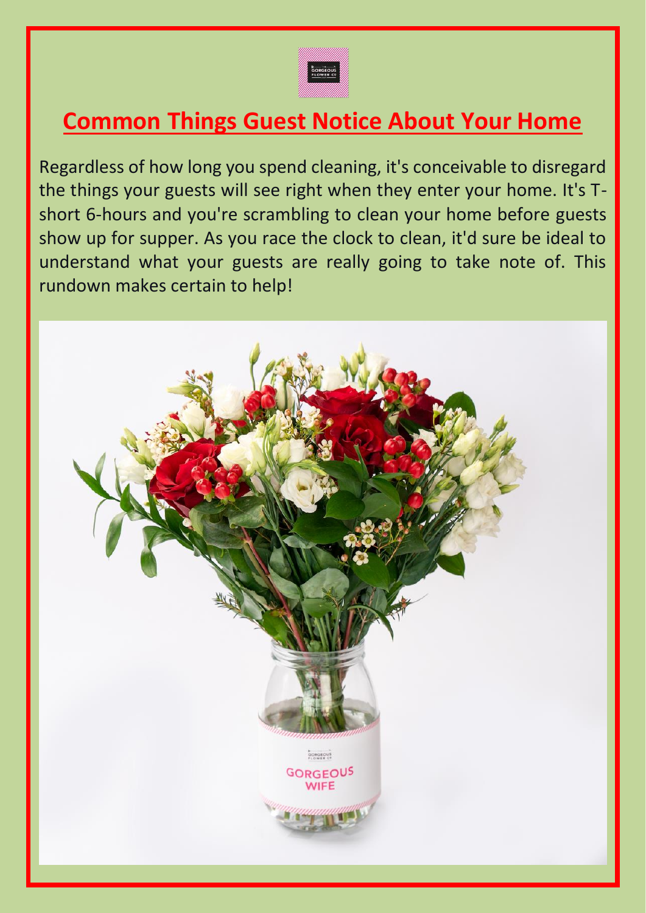# Common Things Guest Notice About Your Home

Regardless of how long you spend cleaning, it's conceivable to disregard the things your guests will see right when they enter your home. It's T-short 6-hours and you're scrambling to clean your home before guests show up for supper. As you race the clock to clean, it'd sure be ideal to understand what your guests are really going to take note of. This rundown makes certain to help!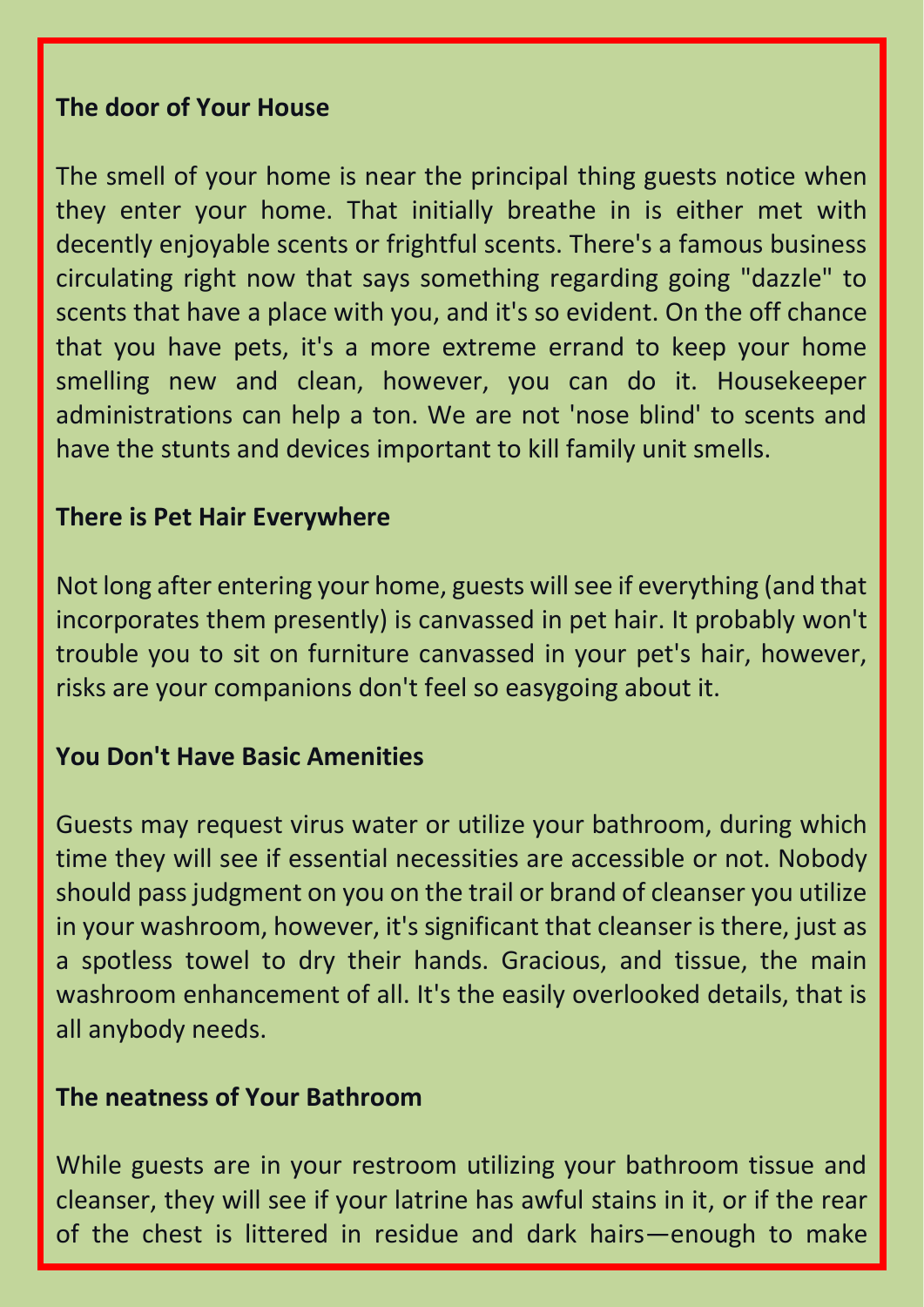**The door of Your House**

The smell of your home is near the principal thing guests notice when they enter your home. That initially breathe in is either met with decently enjoyable scents or frightful scents. There's a famous business circulating right now that says something regarding going "dazzle" to scents that have a place with you, and it's so evident. On the off chance that you have pets, it's a more extreme errand to keep your home smelling new and clean, however, you can do it. Housekeeper administrations can help a ton. We are not 'nose blind' to scents and have the stunts and devices important to kill family unit smells.

**There is Pet Hair Everywhere**

Not long after entering your home, guests will see if everything (and that incorporates them presently) is canvassed in pet hair. It probably won't trouble you to sit on furniture canvassed in your pet's hair, however, risks are your companions don't feel so easygoing about it.

**You Don't Have Basic Amenities**

Guests may request virus water or utilize your bathroom, during which time they will see if essential necessities are accessible or not. Nobody should pass judgment on you on the trail or brand of cleanser you utilize in your washroom, however, it's significant that cleanser is there, just as a spotless towel to dry their hands. Gracious, and tissue, the main washroom enhancement of all. It's the easily overlooked details, that is all anybody needs.

**The neatness of Your Bathroom**

While guests are in your restroom utilizing your bathroom tissue and cleanser, they will see if your latrine has awful stains in it, or if the rear of the chest is littered in residue and dark hairs—enough to make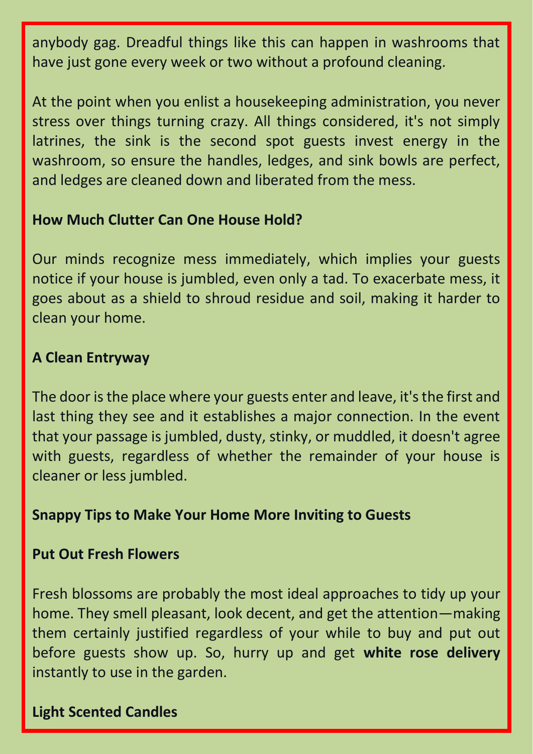anybody gag. Dreadful things like this can happen in washrooms that have just gone every week or two without a profound cleaning.

At the point when you enlist a housekeeping administration, you never stress over things turning crazy. All things considered, it's not simply latrines, the sink is the second spot guests invest energy in the washroom, so ensure the handles, ledges, and sink bowls are perfect, and ledges are cleaned down and liberated from the mess.

**How Much Clutter Can One House Hold?**

Our minds recognize mess immediately, which implies your guests notice if your house is jumbled, even only a tad. To exacerbate mess, it goes about as a shield to shroud residue and soil, making it harder to clean your home.

**A Clean Entryway**

The door is the place where your guests enter and leave, it's the first and last thing they see and it establishes a major connection. In the event that your passage is jumbled, dusty, stinky, or muddled, it doesn't agree with guests, regardless of whether the remainder of your house is cleaner or less jumbled.

**Snappy Tips to Make Your Home More Inviting to Guests**

**Put Out Fresh Flowers**

Fresh blossoms are probably the most ideal approaches to tidy up your home. They smell pleasant, look decent, and get the attention—making them certainly justified regardless of your while to buy and put out before guests show up. So, hurry up and get **white rose delivery** instantly to use in the garden.

**Light Scented Candles**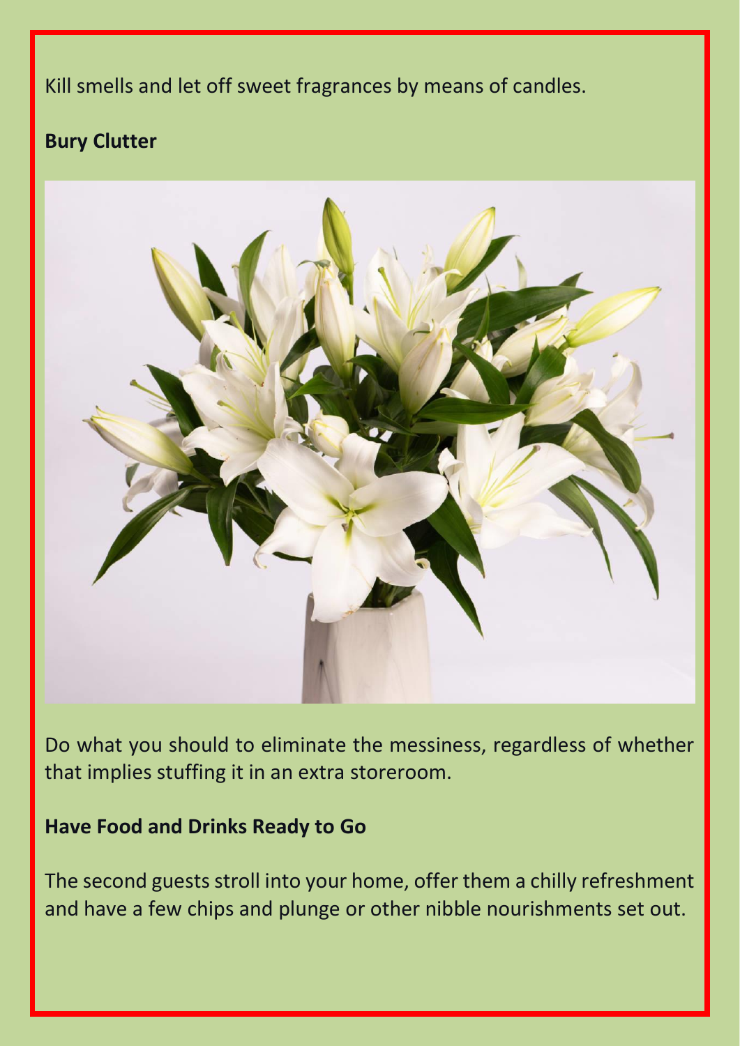Kill smells and let off sweet fragrances by means of candles.

**Bury Clutter**

Do what you should to eliminate the messiness, regardless of whether that implies stuffing it in an extra storeroom.

**Have Food and Drinks Ready to Go**

The second guests stroll into your home, offer them a chilly refreshment and have a few chips and plunge or other nibble nourishments set out.